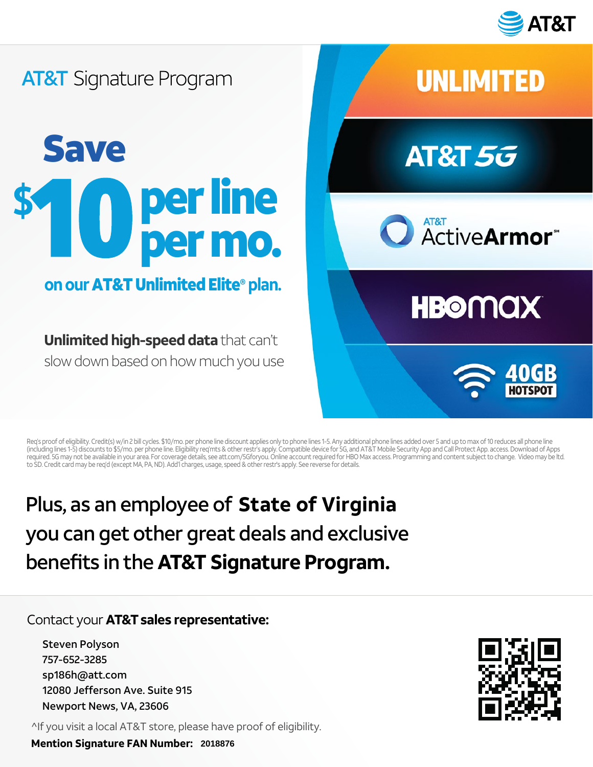AT&T

## AT&T Signature Program

# Save $10 per line per mo.

**on our AT&T Unlimited Elite® plan.**

**Unlimited high-speed data** that can't slow down based on how much you use

UNLIMITED

AT&T 5G

AT&T ActiveArmor℠

HBOmax

40GB HOTSPOT

Req's proof of eligibility. Credit(s) w/in 2 bill cycles. $10/mo. per phone line discount applies only to phone lines 1-5. Any additional phone lines added over 5 and up to max of 10 reduces all phone line (including lines 1-5) discounts to $5/mo. per phone line. Eligibility req'mts & other restr's apply. Compatible device for 5G, and AT&T Mobile Security App and Call Protect App. access. Download of Apps required. 5G may not be available in your area. For coverage details, see att.com/5Gforyou. Online account required for HBO Max access. Programming and content subject to change. Video may be ltd. to SD. Credit card may be req'd (except MA, PA, ND). Add'l charges, usage, speed & other restr's apply. See reverse for details.

## Plus, as an employee of **State of Virginia** you can get other great deals and exclusive benefits in the **AT&T Signature Program.**

Contact your **AT&T sales representative:**

Steven Polyson
757-652-3285
sp186h@att.com
12080 Jefferson Ave. Suite 915
Newport News, VA, 23606

^If you visit a local AT&T store, please have proof of eligibility.

**Mention Signature FAN Number:** 2018876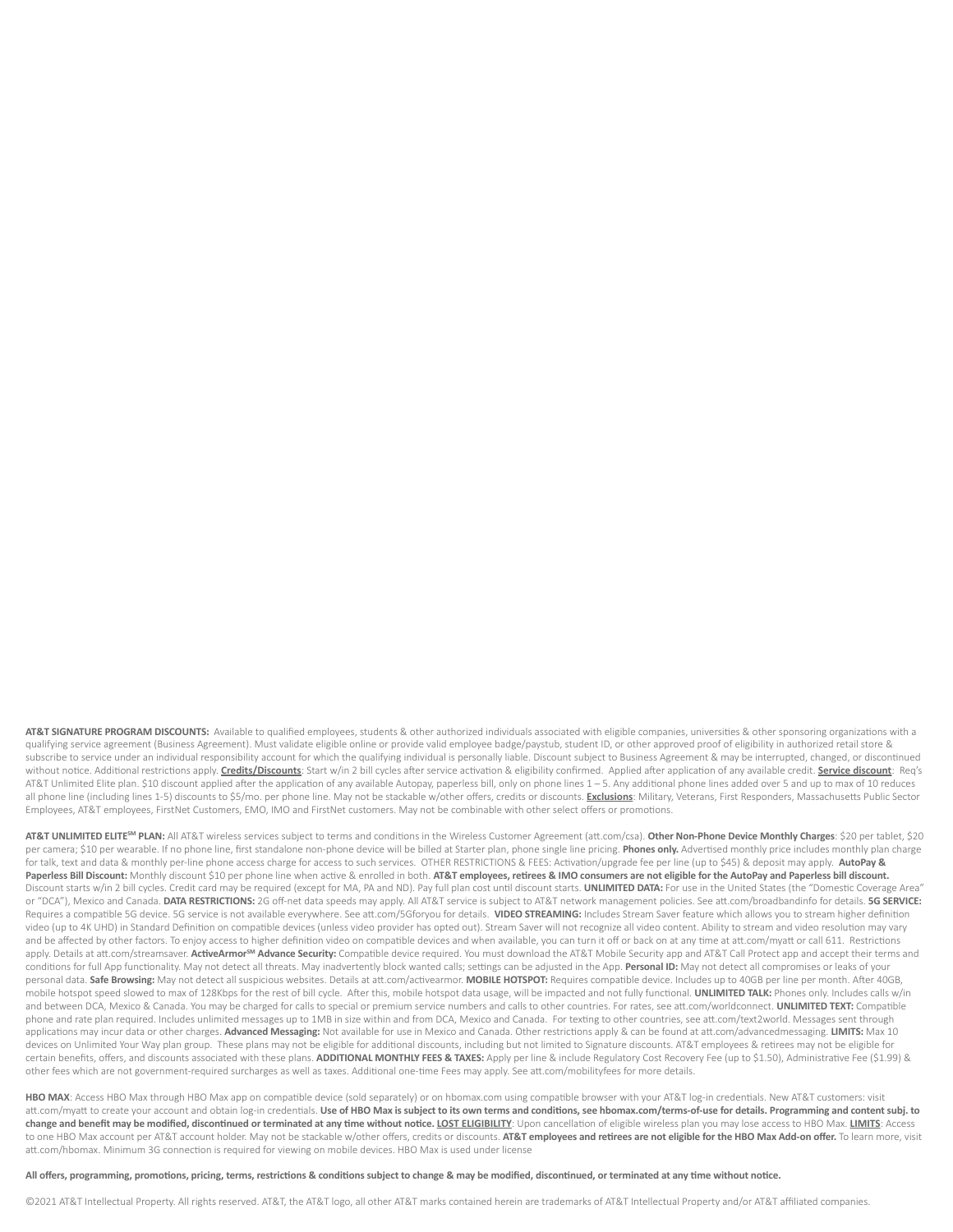**AT&T SIGNATURE PROGRAM DISCOUNTS:** Available to qualified employees, students & other authorized individuals associated with eligible companies, universities & other sponsoring organizations with a qualifying service agreement (Business Agreement). Must validate eligible online or provide valid employee badge/paystub, student ID, or other approved proof of eligibility in authorized retail store & subscribe to service under an individual responsibility account for which the qualifying individual is personally liable. Discount subject to Business Agreement & may be interrupted, changed, or discontinued without notice. Additional restrictions apply. **Credits/Discounts**: Start w/in 2 bill cycles after service activation & eligibility confirmed. Applied after application of any available credit. **Service discount**: Req's AT&T Unlimited Elite plan. $10 discount applied after the application of any available Autopay, paperless bill, only on phone lines 1 – 5. Any additional phone lines added over 5 and up to max of 10 reduces all phone line (including lines 1-5) discounts to $5/mo. per phone line. May not be stackable w/other offers, credits or discounts. **Exclusions**: Military, Veterans, First Responders, Massachusetts Public Sector Employees, AT&T employees, FirstNet Customers, EMO, IMO and FirstNet customers. May not be combinable with other select offers or promotions.

**AT&T UNLIMITED ELITE℠ PLAN:** All AT&T wireless services subject to terms and conditions in the Wireless Customer Agreement (att.com/csa). **Other Non-Phone Device Monthly Charges**: $20 per tablet, $20 per camera; $10 per wearable. If no phone line, first standalone non-phone device will be billed at Starter plan, phone single line pricing. **Phones only.** Advertised monthly price includes monthly plan charge for talk, text and data & monthly per-line phone access charge for access to such services. OTHER RESTRICTIONS & FEES: Activation/upgrade fee per line (up to $45) & deposit may apply. **AutoPay & Paperless Bill Discount:** Monthly discount $10 per phone line when active & enrolled in both. **AT&T employees, retirees & IMO consumers are not eligible for the AutoPay and Paperless bill discount.** Discount starts w/in 2 bill cycles. Credit card may be required (except for MA, PA and ND). Pay full plan cost until discount starts. **UNLIMITED DATA:** For use in the United States (the "Domestic Coverage Area" or "DCA"), Mexico and Canada. **DATA RESTRICTIONS:** 2G off-net data speeds may apply. All AT&T service is subject to AT&T network management policies. See att.com/broadbandinfo for details. **5G SERVICE:** Requires a compatible 5G device. 5G service is not available everywhere. See att.com/5Gforyou for details. **VIDEO STREAMING:** Includes Stream Saver feature which allows you to stream higher definition video (up to 4K UHD) in Standard Definition on compatible devices (unless video provider has opted out). Stream Saver will not recognize all video content. Ability to stream and video resolution may vary and be affected by other factors. To enjoy access to higher definition video on compatible devices and when available, you can turn it off or back on at any time at att.com/myatt or call 611. Restrictions apply. Details at att.com/streamsaver. **ActiveArmor℠ Advance Security:** Compatible device required. You must download the AT&T Mobile Security app and AT&T Call Protect app and accept their terms and conditions for full App functionality. May not detect all threats. May inadvertently block wanted calls; settings can be adjusted in the App. **Personal ID:** May not detect all compromises or leaks of your personal data. **Safe Browsing:** May not detect all suspicious websites. Details at att.com/activearmor. **MOBILE HOTSPOT:** Requires compatible device. Includes up to 40GB per line per month. After 40GB, mobile hotspot speed slowed to max of 128Kbps for the rest of bill cycle. After this, mobile hotspot data usage, will be impacted and not fully functional. **UNLIMITED TALK:** Phones only. Includes calls w/in and between DCA, Mexico & Canada. You may be charged for calls to special or premium service numbers and calls to other countries. For rates, see att.com/worldconnect. **UNLIMITED TEXT:** Compatible phone and rate plan required. Includes unlimited messages up to 1MB in size within and from DCA, Mexico and Canada. For texting to other countries, see att.com/text2world. Messages sent through applications may incur data or other charges. **Advanced Messaging:** Not available for use in Mexico and Canada. Other restrictions apply & can be found at att.com/advancedmessaging. **LIMITS:** Max 10 devices on Unlimited Your Way plan group. These plans may not be eligible for additional discounts, including but not limited to Signature discounts. AT&T employees & retirees may not be eligible for certain benefits, offers, and discounts associated with these plans. **ADDITIONAL MONTHLY FEES & TAXES:** Apply per line & include Regulatory Cost Recovery Fee (up to $1.50), Administrative Fee ($1.99) & other fees which are not government-required surcharges as well as taxes. Additional one-time Fees may apply. See att.com/mobilityfees for more details.

**HBO MAX**: Access HBO Max through HBO Max app on compatible device (sold separately) or on hbomax.com using compatible browser with your AT&T log-in credentials. New AT&T customers: visit att.com/myatt to create your account and obtain log-in credentials. **Use of HBO Max is subject to its own terms and conditions, see hbomax.com/terms-of-use for details. Programming and content subj. to change and benefit may be modified, discontinued or terminated at any time without notice. LOST ELIGIBILITY**: Upon cancellation of eligible wireless plan you may lose access to HBO Max. **LIMITS**: Access to one HBO Max account per AT&T account holder. May not be stackable w/other offers, credits or discounts. **AT&T employees and retirees are not eligible for the HBO Max Add-on offer.** To learn more, visit att.com/hbomax. Minimum 3G connection is required for viewing on mobile devices. HBO Max is used under license

**All offers, programming, promotions, pricing, terms, restrictions & conditions subject to change & may be modified, discontinued, or terminated at any time without notice.**

©2021 AT&T Intellectual Property. All rights reserved. AT&T, the AT&T logo, all other AT&T marks contained herein are trademarks of AT&T Intellectual Property and/or AT&T affiliated companies.